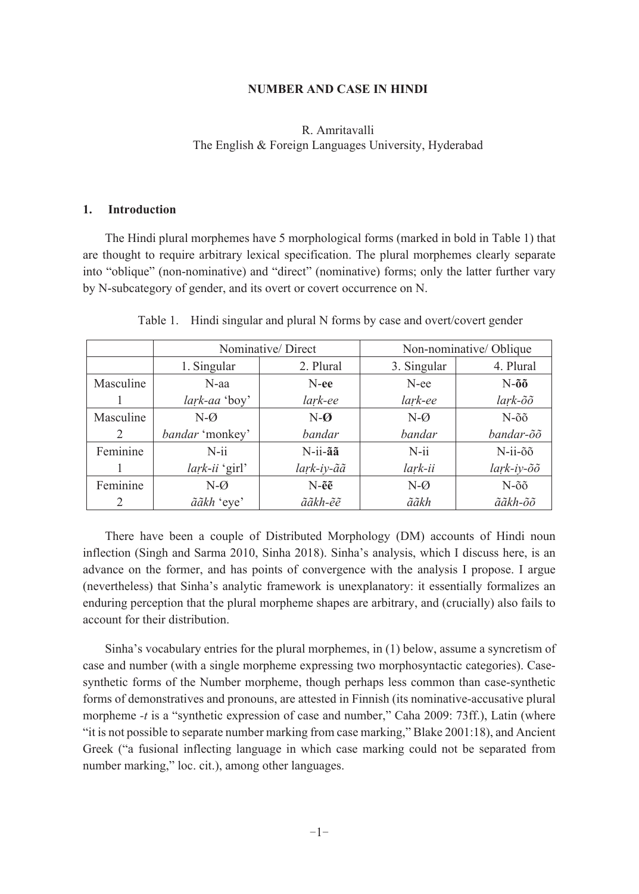**NUMBER AND CASE IN HINDI**

R. Amritavalli
The English & Foreign Languages University, Hyderabad

## 1. Introduction

The Hindi plural morphemes have 5 morphological forms (marked in bold in Table 1) that are thought to require arbitrary lexical specification. The plural morphemes clearly separate into "oblique" (non-nominative) and "direct" (nominative) forms; only the latter further vary by N-subcategory of gender, and its overt or covert occurrence on N.

Table 1. Hindi singular and plural N forms by case and overt/covert gender

| | Nominative/ Direct | | Non-nominative/ Oblique | |
|---|---|---|---|---|
| | 1. Singular | 2. Plural | 3. Singular | 4. Plural |
| Masculine 1 | N-aa *laṛk-aa* 'boy' | N-**ee** *laṛk-ee* | N-ee *laṛk-ee* | N-**õõ** *laṛk-õõ* |
| Masculine 2 | N-Ø *bandar* 'monkey' | N-**Ø** *bandar* | N-Ø *bandar* | N-õõ *bandar-õõ* |
| Feminine 1 | N-ii *laṛk-ii* 'girl' | N-ii-**ãã** *laṛk-iy-ãã* | N-ii *laṛk-ii* | N-ii-õõ *laṛk-iy-õõ* |
| Feminine 2 | N-Ø *ããkh* 'eye' | N-**ẽẽ** *ããkh-ẽẽ* | N-Ø *ããkh* | N-õõ *ããkh-õõ* |

There have been a couple of Distributed Morphology (DM) accounts of Hindi noun inflection (Singh and Sarma 2010, Sinha 2018). Sinha's analysis, which I discuss here, is an advance on the former, and has points of convergence with the analysis I propose. I argue (nevertheless) that Sinha's analytic framework is unexplanatory: it essentially formalizes an enduring perception that the plural morpheme shapes are arbitrary, and (crucially) also fails to account for their distribution.

Sinha's vocabulary entries for the plural morphemes, in (1) below, assume a syncretism of case and number (with a single morpheme expressing two morphosyntactic categories). Case-synthetic forms of the Number morpheme, though perhaps less common than case-synthetic forms of demonstratives and pronouns, are attested in Finnish (its nominative-accusative plural morpheme *-t* is a "synthetic expression of case and number," Caha 2009: 73ff.), Latin (where "it is not possible to separate number marking from case marking," Blake 2001:18), and Ancient Greek ("a fusional inflecting language in which case marking could not be separated from number marking," loc. cit.), among other languages.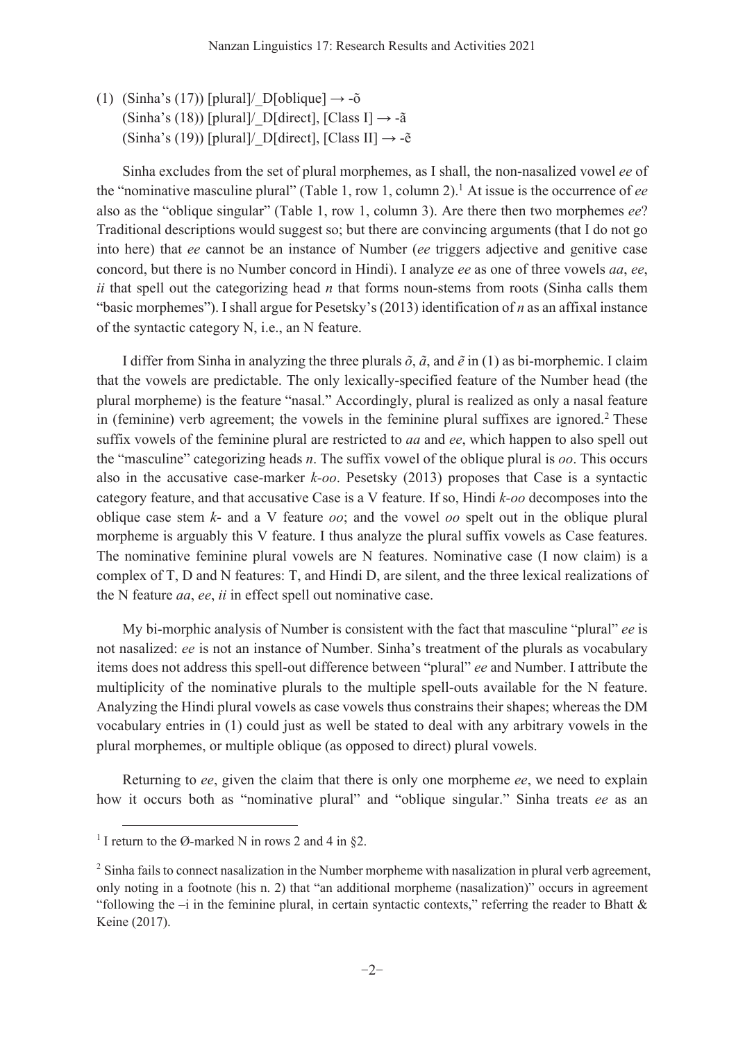(1) (Sinha's (17)) [plural]/_D[oblique] → -õ
 (Sinha's (18)) [plural]/_D[direct], [Class I] → -ã
 (Sinha's (19)) [plural]/_D[direct], [Class II] → -ẽ

Sinha excludes from the set of plural morphemes, as I shall, the non-nasalized vowel *ee* of the "nominative masculine plural" (Table 1, row 1, column 2).[1] At issue is the occurrence of *ee* also as the "oblique singular" (Table 1, row 1, column 3). Are there then two morphemes *ee*? Traditional descriptions would suggest so; but there are convincing arguments (that I do not go into here) that *ee* cannot be an instance of Number (*ee* triggers adjective and genitive case concord, but there is no Number concord in Hindi). I analyze *ee* as one of three vowels *aa*, *ee*, *ii* that spell out the categorizing head *n* that forms noun-stems from roots (Sinha calls them "basic morphemes"). I shall argue for Pesetsky's (2013) identification of *n* as an affixal instance of the syntactic category N, i.e., an N feature.

I differ from Sinha in analyzing the three plurals *õ*, *ã*, and *ẽ* in (1) as bi-morphemic. I claim that the vowels are predictable. The only lexically-specified feature of the Number head (the plural morpheme) is the feature "nasal." Accordingly, plural is realized as only a nasal feature in (feminine) verb agreement; the vowels in the feminine plural suffixes are ignored.[2] These suffix vowels of the feminine plural are restricted to *aa* and *ee*, which happen to also spell out the "masculine" categorizing heads *n*. The suffix vowel of the oblique plural is *oo*. This occurs also in the accusative case-marker *k-oo*. Pesetsky (2013) proposes that Case is a syntactic category feature, and that accusative Case is a V feature. If so, Hindi *k-oo* decomposes into the oblique case stem *k-* and a V feature *oo*; and the vowel *oo* spelt out in the oblique plural morpheme is arguably this V feature. I thus analyze the plural suffix vowels as Case features. The nominative feminine plural vowels are N features. Nominative case (I now claim) is a complex of T, D and N features: T, and Hindi D, are silent, and the three lexical realizations of the N feature *aa*, *ee*, *ii* in effect spell out nominative case.

My bi-morphic analysis of Number is consistent with the fact that masculine "plural" *ee* is not nasalized: *ee* is not an instance of Number. Sinha's treatment of the plurals as vocabulary items does not address this spell-out difference between "plural" *ee* and Number. I attribute the multiplicity of the nominative plurals to the multiple spell-outs available for the N feature. Analyzing the Hindi plural vowels as case vowels thus constrains their shapes; whereas the DM vocabulary entries in (1) could just as well be stated to deal with any arbitrary vowels in the plural morphemes, or multiple oblique (as opposed to direct) plural vowels.

Returning to *ee*, given the claim that there is only one morpheme *ee*, we need to explain how it occurs both as "nominative plural" and "oblique singular." Sinha treats *ee* as an

---

[1] I return to the Ø-marked N in rows 2 and 4 in §2.

[2] Sinha fails to connect nasalization in the Number morpheme with nasalization in plural verb agreement, only noting in a footnote (his n. 2) that "an additional morpheme (nasalization)" occurs in agreement "following the –i in the feminine plural, in certain syntactic contexts," referring the reader to Bhatt & Keine (2017).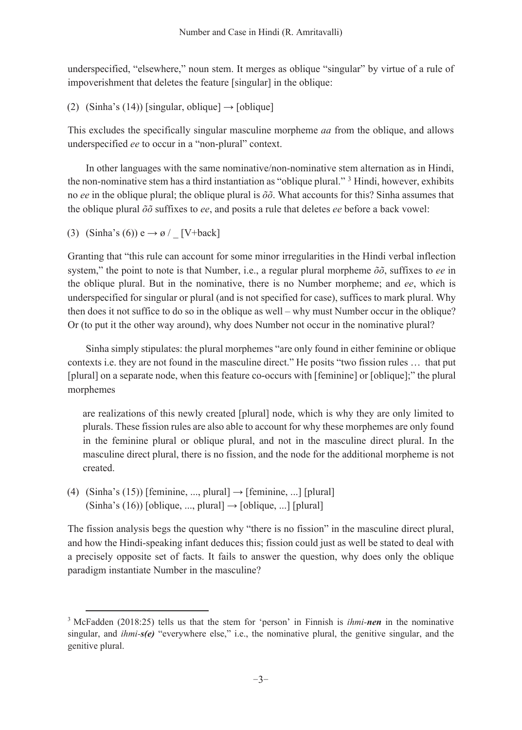underspecified, "elsewhere," noun stem. It merges as oblique "singular" by virtue of a rule of impoverishment that deletes the feature [singular] in the oblique:

(2) (Sinha's (14)) [singular, oblique] → [oblique]

This excludes the specifically singular masculine morpheme *aa* from the oblique, and allows underspecified *ee* to occur in a "non-plural" context.

In other languages with the same nominative/non-nominative stem alternation as in Hindi, the non-nominative stem has a third instantiation as "oblique plural." [3] Hindi, however, exhibits no *ee* in the oblique plural; the oblique plural is *õõ*. What accounts for this? Sinha assumes that the oblique plural *õõ* suffixes to *ee*, and posits a rule that deletes *ee* before a back vowel:

(3) (Sinha's (6)) e → ø / _ [V+back]

Granting that "this rule can account for some minor irregularities in the Hindi verbal inflection system," the point to note is that Number, i.e., a regular plural morpheme *õõ*, suffixes to *ee* in the oblique plural. But in the nominative, there is no Number morpheme; and *ee*, which is underspecified for singular or plural (and is not specified for case), suffices to mark plural. Why then does it not suffice to do so in the oblique as well – why must Number occur in the oblique? Or (to put it the other way around), why does Number not occur in the nominative plural?

Sinha simply stipulates: the plural morphemes "are only found in either feminine or oblique contexts i.e. they are not found in the masculine direct." He posits "two fission rules … that put [plural] on a separate node, when this feature co-occurs with [feminine] or [oblique];" the plural morphemes

> are realizations of this newly created [plural] node, which is why they are only limited to plurals. These fission rules are also able to account for why these morphemes are only found in the feminine plural or oblique plural, and not in the masculine direct plural. In the masculine direct plural, there is no fission, and the node for the additional morpheme is not created.

(4) (Sinha's (15)) [feminine, ..., plural] → [feminine, ...] [plural]
(Sinha's (16)) [oblique, ..., plural] → [oblique, ...] [plural]

The fission analysis begs the question why "there is no fission" in the masculine direct plural, and how the Hindi-speaking infant deduces this; fission could just as well be stated to deal with a precisely opposite set of facts. It fails to answer the question, why does only the oblique paradigm instantiate Number in the masculine?

---

[3] McFadden (2018:25) tells us that the stem for 'person' in Finnish is *ihmi-**nen*** in the nominative singular, and *ihmi-**s(e)*** "everywhere else," i.e., the nominative plural, the genitive singular, and the genitive plural.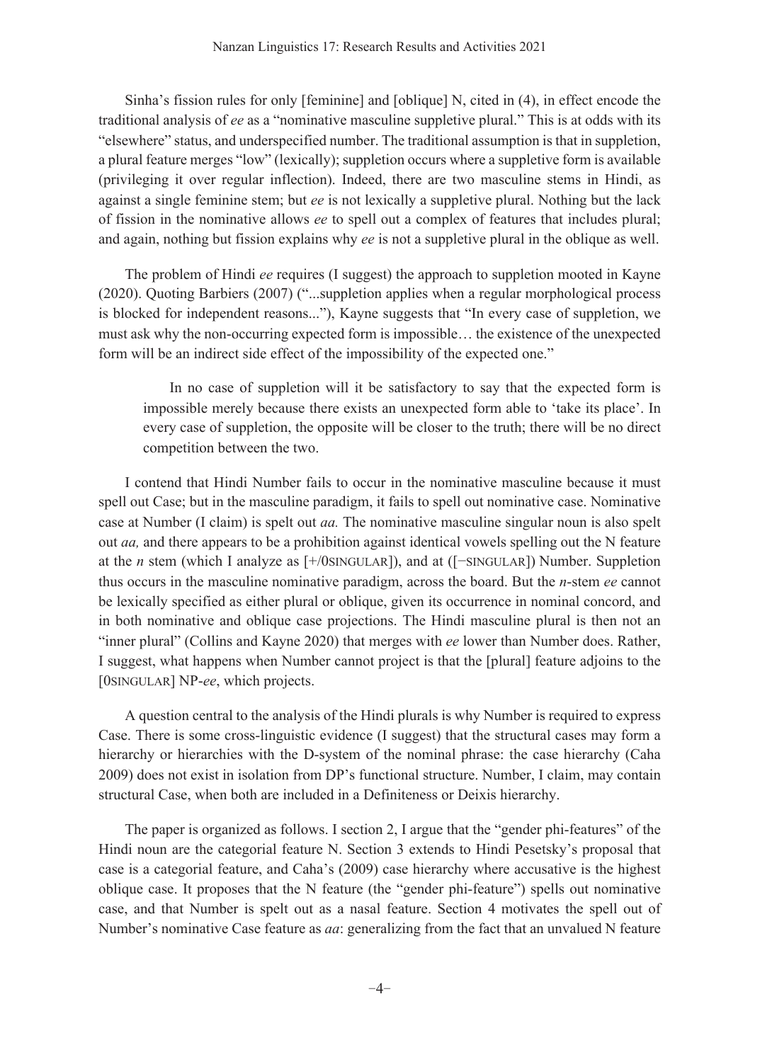Sinha's fission rules for only [feminine] and [oblique] N, cited in (4), in effect encode the traditional analysis of *ee* as a "nominative masculine suppletive plural." This is at odds with its "elsewhere" status, and underspecified number. The traditional assumption is that in suppletion, a plural feature merges "low" (lexically); suppletion occurs where a suppletive form is available (privileging it over regular inflection). Indeed, there are two masculine stems in Hindi, as against a single feminine stem; but *ee* is not lexically a suppletive plural. Nothing but the lack of fission in the nominative allows *ee* to spell out a complex of features that includes plural; and again, nothing but fission explains why *ee* is not a suppletive plural in the oblique as well.

The problem of Hindi *ee* requires (I suggest) the approach to suppletion mooted in Kayne (2020). Quoting Barbiers (2007) ("...suppletion applies when a regular morphological process is blocked for independent reasons..."), Kayne suggests that "In every case of suppletion, we must ask why the non-occurring expected form is impossible… the existence of the unexpected form will be an indirect side effect of the impossibility of the expected one."

> In no case of suppletion will it be satisfactory to say that the expected form is impossible merely because there exists an unexpected form able to 'take its place'. In every case of suppletion, the opposite will be closer to the truth; there will be no direct competition between the two.

I contend that Hindi Number fails to occur in the nominative masculine because it must spell out Case; but in the masculine paradigm, it fails to spell out nominative case. Nominative case at Number (I claim) is spelt out *aa.* The nominative masculine singular noun is also spelt out *aa,* and there appears to be a prohibition against identical vowels spelling out the N feature at the *n* stem (which I analyze as [+/0SINGULAR]), and at ([−SINGULAR]) Number. Suppletion thus occurs in the masculine nominative paradigm, across the board. But the *n*-stem *ee* cannot be lexically specified as either plural or oblique, given its occurrence in nominal concord, and in both nominative and oblique case projections. The Hindi masculine plural is then not an "inner plural" (Collins and Kayne 2020) that merges with *ee* lower than Number does. Rather, I suggest, what happens when Number cannot project is that the [plural] feature adjoins to the [0SINGULAR] NP-*ee*, which projects.

A question central to the analysis of the Hindi plurals is why Number is required to express Case. There is some cross-linguistic evidence (I suggest) that the structural cases may form a hierarchy or hierarchies with the D-system of the nominal phrase: the case hierarchy (Caha 2009) does not exist in isolation from DP's functional structure. Number, I claim, may contain structural Case, when both are included in a Definiteness or Deixis hierarchy.

The paper is organized as follows. I section 2, I argue that the "gender phi-features" of the Hindi noun are the categorial feature N. Section 3 extends to Hindi Pesetsky's proposal that case is a categorial feature, and Caha's (2009) case hierarchy where accusative is the highest oblique case. It proposes that the N feature (the "gender phi-feature") spells out nominative case, and that Number is spelt out as a nasal feature. Section 4 motivates the spell out of Number's nominative Case feature as *aa*: generalizing from the fact that an unvalued N feature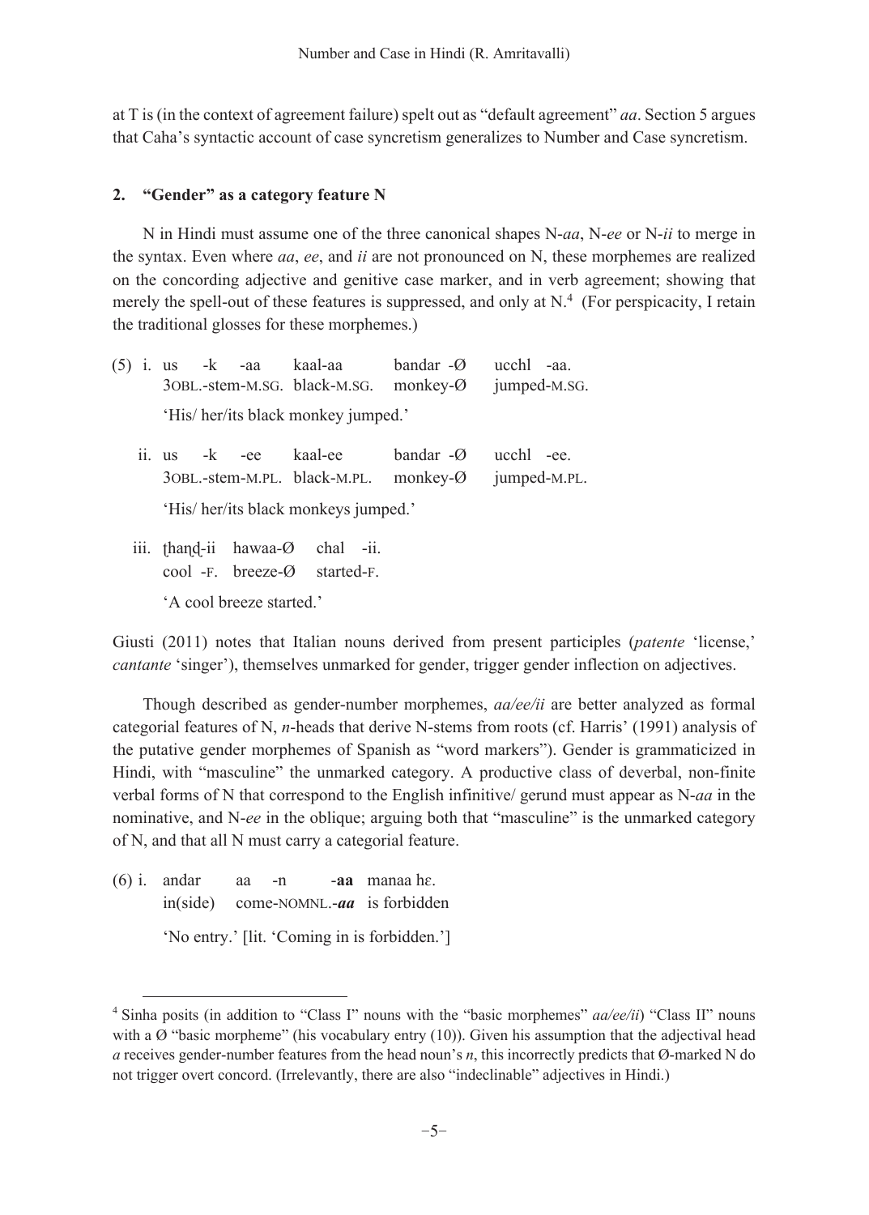at T is (in the context of agreement failure) spelt out as "default agreement" *aa*. Section 5 argues that Caha's syntactic account of case syncretism generalizes to Number and Case syncretism.

## 2. "Gender" as a category feature N

N in Hindi must assume one of the three canonical shapes N-*aa*, N-*ee* or N-*ii* to merge in the syntax. Even where *aa*, *ee*, and *ii* are not pronounced on N, these morphemes are realized on the concording adjective and genitive case marker, and in verb agreement; showing that merely the spell-out of these features is suppressed, and only at N.[4] (For perspicacity, I retain the traditional glosses for these morphemes.)

(5) i. us -k -aa kaal-aa bandar -Ø ucchl -aa.
3OBL.-stem-M.SG. black-M.SG. monkey-Ø jumped-M.SG.
'His/ her/its black monkey jumped.'

ii. us -k -ee kaal-ee bandar -Ø ucchl -ee.
3OBL.-stem-M.PL. black-M.PL. monkey-Ø jumped-M.PL.
'His/ her/its black monkeys jumped.'

iii. ṭhanḍ-ii hawaa-Ø chal -ii.
cool -F. breeze-Ø started-F.
'A cool breeze started.'

Giusti (2011) notes that Italian nouns derived from present participles (*patente* 'license,' *cantante* 'singer'), themselves unmarked for gender, trigger gender inflection on adjectives.

Though described as gender-number morphemes, *aa/ee/ii* are better analyzed as formal categorial features of N, *n*-heads that derive N-stems from roots (cf. Harris' (1991) analysis of the putative gender morphemes of Spanish as "word markers"). Gender is grammaticized in Hindi, with "masculine" the unmarked category. A productive class of deverbal, non-finite verbal forms of N that correspond to the English infinitive/ gerund must appear as N-*aa* in the nominative, and N-*ee* in the oblique; arguing both that "masculine" is the unmarked category of N, and that all N must carry a categorial feature.

(6) i. andar aa -n **-aa** manaa hɛ.
in(side) come-NOMNL.-***aa*** is forbidden
'No entry.' [lit. 'Coming in is forbidden.']

[4] Sinha posits (in addition to "Class I" nouns with the "basic morphemes" *aa/ee/ii*) "Class II" nouns with a Ø "basic morpheme" (his vocabulary entry (10)). Given his assumption that the adjectival head *a* receives gender-number features from the head noun's *n*, this incorrectly predicts that Ø-marked N do not trigger overt concord. (Irrelevantly, there are also "indeclinable" adjectives in Hindi.)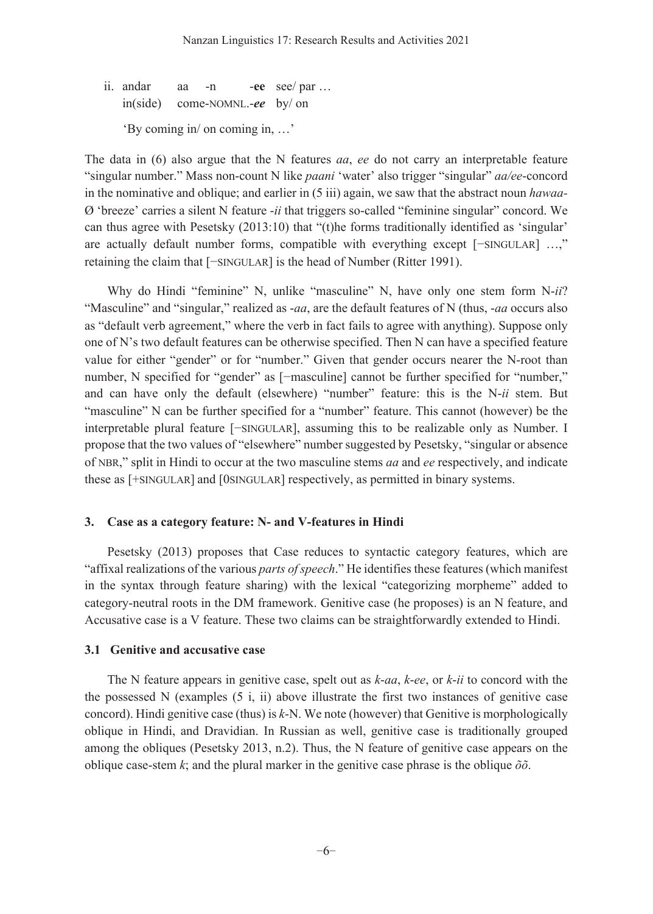ii. andar aa -n **-ee** see/ par …
   in(side) come-NOMNL.-*ee* by/ on

   'By coming in/ on coming in, …'

The data in (6) also argue that the N features *aa*, *ee* do not carry an interpretable feature "singular number." Mass non-count N like *paani* 'water' also trigger "singular" *aa/ee*-concord in the nominative and oblique; and earlier in (5 iii) again, we saw that the abstract noun *hawaa-*Ø 'breeze' carries a silent N feature -*ii* that triggers so-called "feminine singular" concord. We can thus agree with Pesetsky (2013:10) that "(t)he forms traditionally identified as 'singular' are actually default number forms, compatible with everything except [−SINGULAR] …," retaining the claim that [−SINGULAR] is the head of Number (Ritter 1991).

Why do Hindi "feminine" N, unlike "masculine" N, have only one stem form N-*ii*? "Masculine" and "singular," realized as -*aa*, are the default features of N (thus, -*aa* occurs also as "default verb agreement," where the verb in fact fails to agree with anything). Suppose only one of N's two default features can be otherwise specified. Then N can have a specified feature value for either "gender" or for "number." Given that gender occurs nearer the N-root than number, N specified for "gender" as [−masculine] cannot be further specified for "number," and can have only the default (elsewhere) "number" feature: this is the N-*ii* stem. But "masculine" N can be further specified for a "number" feature. This cannot (however) be the interpretable plural feature [−SINGULAR], assuming this to be realizable only as Number. I propose that the two values of "elsewhere" number suggested by Pesetsky, "singular or absence of NBR," split in Hindi to occur at the two masculine stems *aa* and *ee* respectively, and indicate these as [+SINGULAR] and [0SINGULAR] respectively, as permitted in binary systems.

### 3. Case as a category feature: N- and V-features in Hindi

Pesetsky (2013) proposes that Case reduces to syntactic category features, which are "affixal realizations of the various *parts of speech*." He identifies these features (which manifest in the syntax through feature sharing) with the lexical "categorizing morpheme" added to category-neutral roots in the DM framework. Genitive case (he proposes) is an N feature, and Accusative case is a V feature. These two claims can be straightforwardly extended to Hindi.

#### 3.1 Genitive and accusative case

The N feature appears in genitive case, spelt out as *k-aa*, *k-ee*, or *k-ii* to concord with the the possessed N (examples (5 i, ii) above illustrate the first two instances of genitive case concord). Hindi genitive case (thus) is *k*-N. We note (however) that Genitive is morphologically oblique in Hindi, and Dravidian. In Russian as well, genitive case is traditionally grouped among the obliques (Pesetsky 2013, n.2). Thus, the N feature of genitive case appears on the oblique case-stem *k*; and the plural marker in the genitive case phrase is the oblique *õõ*.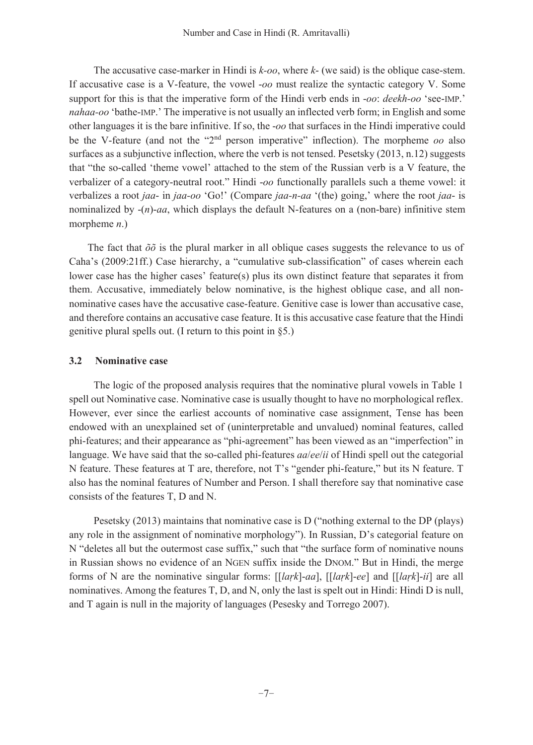The accusative case-marker in Hindi is *k-oo*, where *k-* (we said) is the oblique case-stem. If accusative case is a V-feature, the vowel *-oo* must realize the syntactic category V. Some support for this is that the imperative form of the Hindi verb ends in *-oo*: *deekh-oo* 'see-IMP.' *nahaa-oo* 'bathe-IMP.' The imperative is not usually an inflected verb form; in English and some other languages it is the bare infinitive. If so, the *-oo* that surfaces in the Hindi imperative could be the V-feature (and not the "2nd person imperative" inflection). The morpheme *oo* also surfaces as a subjunctive inflection, where the verb is not tensed. Pesetsky (2013, n.12) suggests that "the so-called 'theme vowel' attached to the stem of the Russian verb is a V feature, the verbalizer of a category-neutral root." Hindi *-oo* functionally parallels such a theme vowel: it verbalizes a root *jaa-* in *jaa-oo* 'Go!' (Compare *jaa-n-aa* '(the) going,' where the root *jaa-* is nominalized by *-(n)-aa*, which displays the default N-features on a (non-bare) infinitive stem morpheme *n*.)

The fact that *õõ* is the plural marker in all oblique cases suggests the relevance to us of Caha's (2009:21ff.) Case hierarchy, a "cumulative sub-classification" of cases wherein each lower case has the higher cases' feature(s) plus its own distinct feature that separates it from them. Accusative, immediately below nominative, is the highest oblique case, and all non-nominative cases have the accusative case-feature. Genitive case is lower than accusative case, and therefore contains an accusative case feature. It is this accusative case feature that the Hindi genitive plural spells out. (I return to this point in §5.)

### 3.2 Nominative case

The logic of the proposed analysis requires that the nominative plural vowels in Table 1 spell out Nominative case. Nominative case is usually thought to have no morphological reflex. However, ever since the earliest accounts of nominative case assignment, Tense has been endowed with an unexplained set of (uninterpretable and unvalued) nominal features, called phi-features; and their appearance as "phi-agreement" has been viewed as an "imperfection" in language. We have said that the so-called phi-features *aa*/*ee*/*ii* of Hindi spell out the categorial N feature. These features at T are, therefore, not T's "gender phi-feature," but its N feature. T also has the nominal features of Number and Person. I shall therefore say that nominative case consists of the features T, D and N.

Pesetsky (2013) maintains that nominative case is D ("nothing external to the DP (plays) any role in the assignment of nominative morphology"). In Russian, D's categorial feature on N "deletes all but the outermost case suffix," such that "the surface form of nominative nouns in Russian shows no evidence of an NGEN suffix inside the DNOM." But in Hindi, the merge forms of N are the nominative singular forms: [[*laṛk*]-*aa*], [[*laṛk*]-*ee*] and [[*laṛk*]-*ii*] are all nominatives. Among the features T, D, and N, only the last is spelt out in Hindi: Hindi D is null, and T again is null in the majority of languages (Pesesky and Torrego 2007).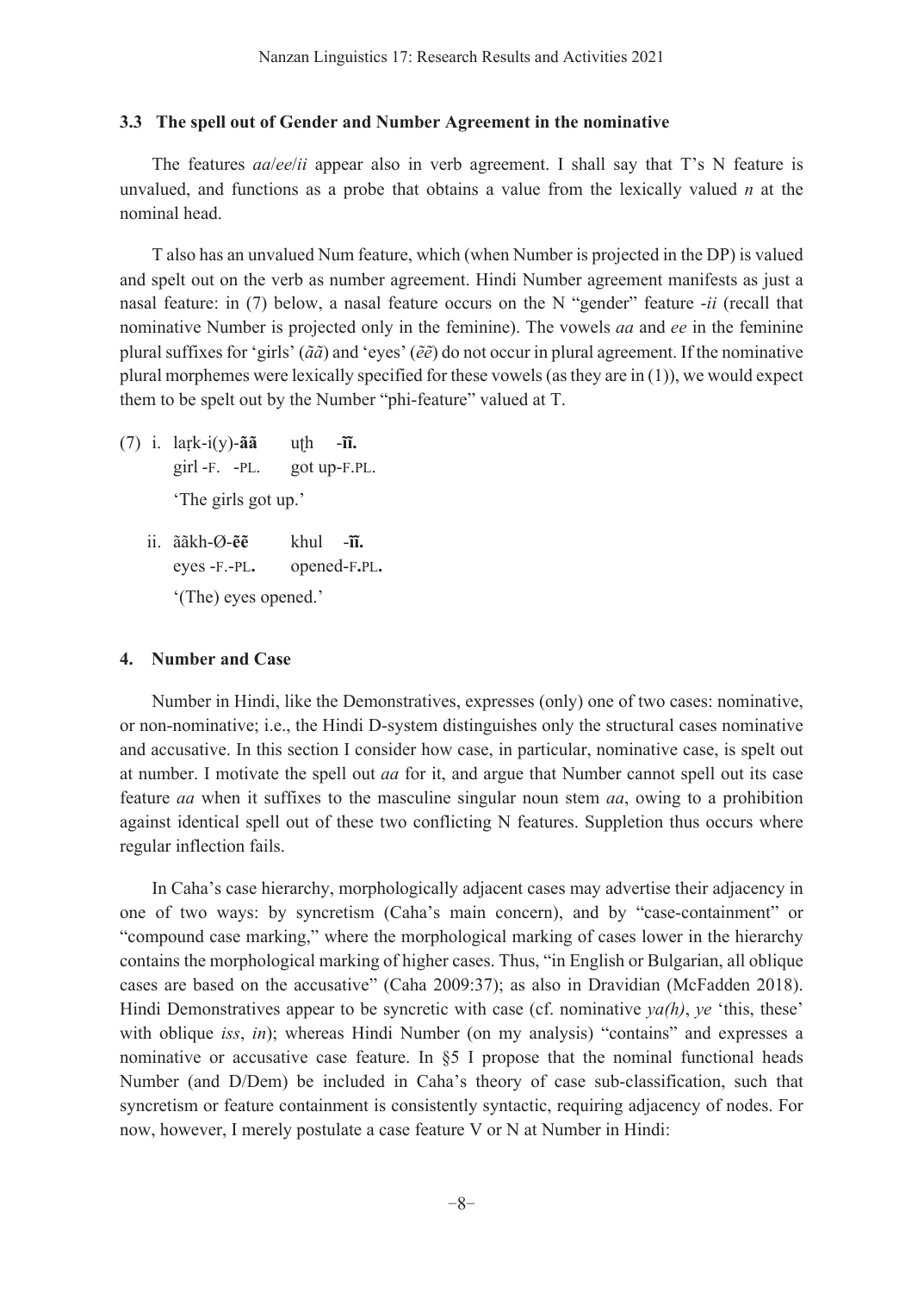### 3.3 The spell out of Gender and Number Agreement in the nominative

The features *aa*/*ee*/*ii* appear also in verb agreement. I shall say that T's N feature is unvalued, and functions as a probe that obtains a value from the lexically valued *n* at the nominal head.

T also has an unvalued Num feature, which (when Number is projected in the DP) is valued and spelt out on the verb as number agreement. Hindi Number agreement manifests as just a nasal feature: in (7) below, a nasal feature occurs on the N "gender" feature *-ii* (recall that nominative Number is projected only in the feminine). The vowels *aa* and *ee* in the feminine plural suffixes for 'girls' (*ãã*) and 'eyes' (*ẽẽ*) do not occur in plural agreement. If the nominative plural morphemes were lexically specified for these vowels (as they are in (1)), we would expect them to be spelt out by the Number "phi-feature" valued at T.

(7) i. laṛk-i(y)-**ãã** uṭh -**ĩĩ.**
   girl -F. -PL. got up-F.PL.
   'The girls got up.'

   ii. ããkh-Ø-**ẽẽ** khul -**ĩĩ.**
   eyes -F.-PL**.** opened-F**.**PL**.**
   '(The) eyes opened.'

## 4. Number and Case

Number in Hindi, like the Demonstratives, expresses (only) one of two cases: nominative, or non-nominative; i.e., the Hindi D-system distinguishes only the structural cases nominative and accusative. In this section I consider how case, in particular, nominative case, is spelt out at number. I motivate the spell out *aa* for it, and argue that Number cannot spell out its case feature *aa* when it suffixes to the masculine singular noun stem *aa*, owing to a prohibition against identical spell out of these two conflicting N features. Suppletion thus occurs where regular inflection fails.

In Caha's case hierarchy, morphologically adjacent cases may advertise their adjacency in one of two ways: by syncretism (Caha's main concern), and by "case-containment" or "compound case marking," where the morphological marking of cases lower in the hierarchy contains the morphological marking of higher cases. Thus, "in English or Bulgarian, all oblique cases are based on the accusative" (Caha 2009:37); as also in Dravidian (McFadden 2018). Hindi Demonstratives appear to be syncretic with case (cf. nominative *ya(h)*, *ye* 'this, these' with oblique *iss*, *in*); whereas Hindi Number (on my analysis) "contains" and expresses a nominative or accusative case feature. In §5 I propose that the nominal functional heads Number (and D/Dem) be included in Caha's theory of case sub-classification, such that syncretism or feature containment is consistently syntactic, requiring adjacency of nodes. For now, however, I merely postulate a case feature V or N at Number in Hindi: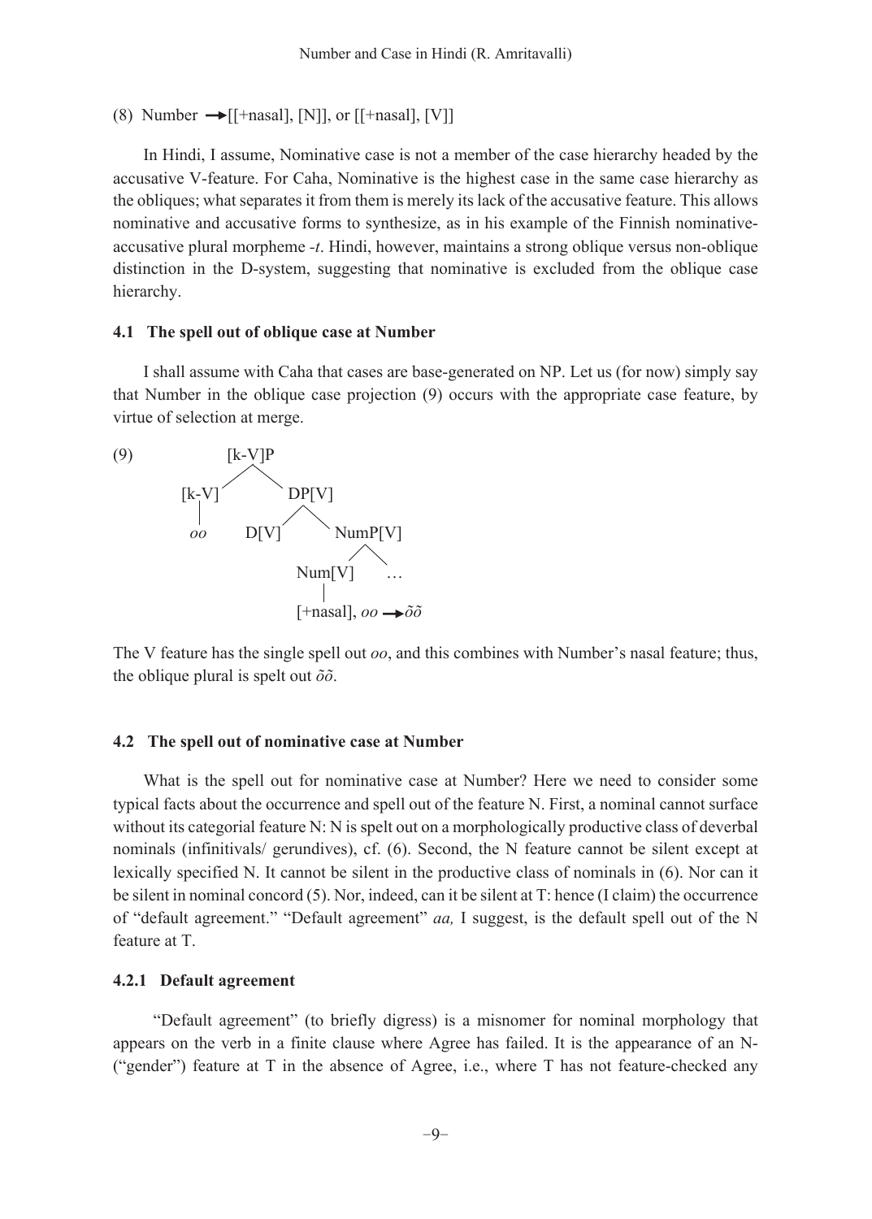(8) Number → [[+nasal], [N]], or [[+nasal], [V]]

In Hindi, I assume, Nominative case is not a member of the case hierarchy headed by the accusative V-feature. For Caha, Nominative is the highest case in the same case hierarchy as the obliques; what separates it from them is merely its lack of the accusative feature. This allows nominative and accusative forms to synthesize, as in his example of the Finnish nominative-accusative plural morpheme *-t*. Hindi, however, maintains a strong oblique versus non-oblique distinction in the D-system, suggesting that nominative is excluded from the oblique case hierarchy.

### 4.1 The spell out of oblique case at Number

I shall assume with Caha that cases are base-generated on NP. Let us (for now) simply say that Number in the oblique case projection (9) occurs with the appropriate case feature, by virtue of selection at merge.

```
(9)            [k-V]P
              /      \
          [k-V]      DP[V]
            |        /    \
           oo     D[V]    NumP[V]
                          /     \
                      Num[V]     …
                        |
                 [+nasal], oo → õõ
```

The V feature has the single spell out *oo*, and this combines with Number's nasal feature; thus, the oblique plural is spelt out *õõ*.

### 4.2 The spell out of nominative case at Number

What is the spell out for nominative case at Number? Here we need to consider some typical facts about the occurrence and spell out of the feature N. First, a nominal cannot surface without its categorial feature N: N is spelt out on a morphologically productive class of deverbal nominals (infinitivals/ gerundives), cf. (6). Second, the N feature cannot be silent except at lexically specified N. It cannot be silent in the productive class of nominals in (6). Nor can it be silent in nominal concord (5). Nor, indeed, can it be silent at T: hence (I claim) the occurrence of "default agreement." "Default agreement" *aa,* I suggest, is the default spell out of the N feature at T.

#### 4.2.1 Default agreement

"Default agreement" (to briefly digress) is a misnomer for nominal morphology that appears on the verb in a finite clause where Agree has failed. It is the appearance of an N- ("gender") feature at T in the absence of Agree, i.e., where T has not feature-checked any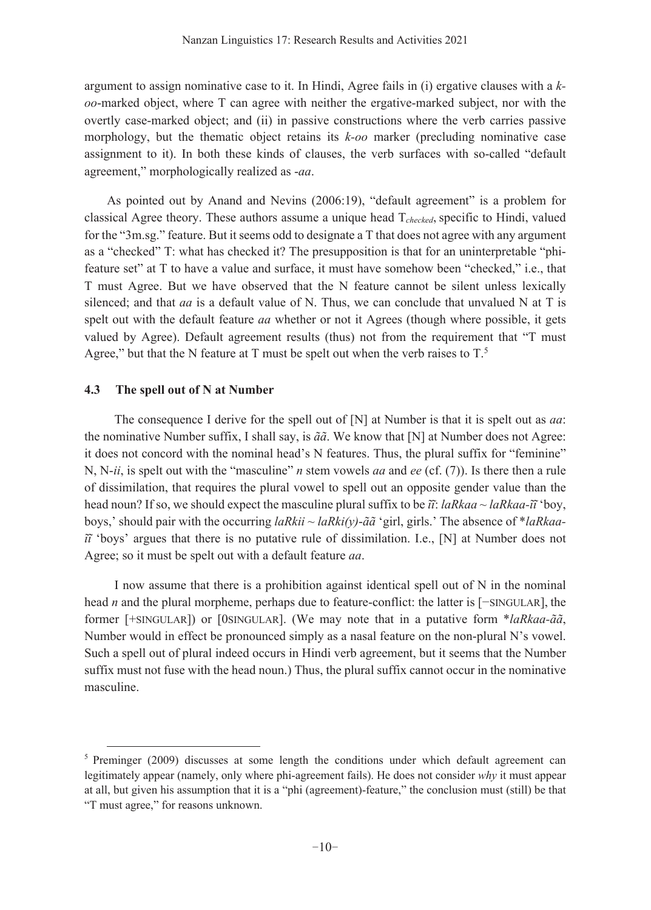argument to assign nominative case to it. In Hindi, Agree fails in (i) ergative clauses with a *k-oo*-marked object, where T can agree with neither the ergative-marked subject, nor with the overtly case-marked object; and (ii) in passive constructions where the verb carries passive morphology, but the thematic object retains its *k-oo* marker (precluding nominative case assignment to it). In both these kinds of clauses, the verb surfaces with so-called "default agreement," morphologically realized as *-aa*.

As pointed out by Anand and Nevins (2006:19), "default agreement" is a problem for classical Agree theory. These authors assume a unique head $T_{checked}$, specific to Hindi, valued for the "3m.sg." feature. But it seems odd to designate a T that does not agree with any argument as a "checked" T: what has checked it? The presupposition is that for an uninterpretable "phi-feature set" at T to have a value and surface, it must have somehow been "checked," i.e., that T must Agree. But we have observed that the N feature cannot be silent unless lexically silenced; and that *aa* is a default value of N. Thus, we can conclude that unvalued N at T is spelt out with the default feature *aa* whether or not it Agrees (though where possible, it gets valued by Agree). Default agreement results (thus) not from the requirement that "T must Agree," but that the N feature at T must be spelt out when the verb raises to T.[5]

### 4.3 The spell out of N at Number

The consequence I derive for the spell out of [N] at Number is that it is spelt out as *aa*: the nominative Number suffix, I shall say, is *ãã*. We know that [N] at Number does not Agree: it does not concord with the nominal head's N features. Thus, the plural suffix for "feminine" N, N-*ii*, is spelt out with the "masculine" *n* stem vowels *aa* and *ee* (cf. (7)). Is there then a rule of dissimilation, that requires the plural vowel to spell out an opposite gender value than the head noun? If so, we should expect the masculine plural suffix to be *ĩĩ*: *laRkaa* ~ *laRkaa-ĩĩ* 'boy, boys,' should pair with the occurring *laRkii* ~ *laRki(y)-ãã* 'girl, girls.' The absence of \**laRkaa-ĩĩ* 'boys' argues that there is no putative rule of dissimilation. I.e., [N] at Number does not Agree; so it must be spelt out with a default feature *aa*.

I now assume that there is a prohibition against identical spell out of N in the nominal head *n* and the plural morpheme, perhaps due to feature-conflict: the latter is [−SINGULAR], the former [+SINGULAR]) or [0SINGULAR]. (We may note that in a putative form \**laRkaa-ãã*, Number would in effect be pronounced simply as a nasal feature on the non-plural N's vowel. Such a spell out of plural indeed occurs in Hindi verb agreement, but it seems that the Number suffix must not fuse with the head noun.) Thus, the plural suffix cannot occur in the nominative masculine.

---

[5] Preminger (2009) discusses at some length the conditions under which default agreement can legitimately appear (namely, only where phi-agreement fails). He does not consider *why* it must appear at all, but given his assumption that it is a "phi (agreement)-feature," the conclusion must (still) be that "T must agree," for reasons unknown.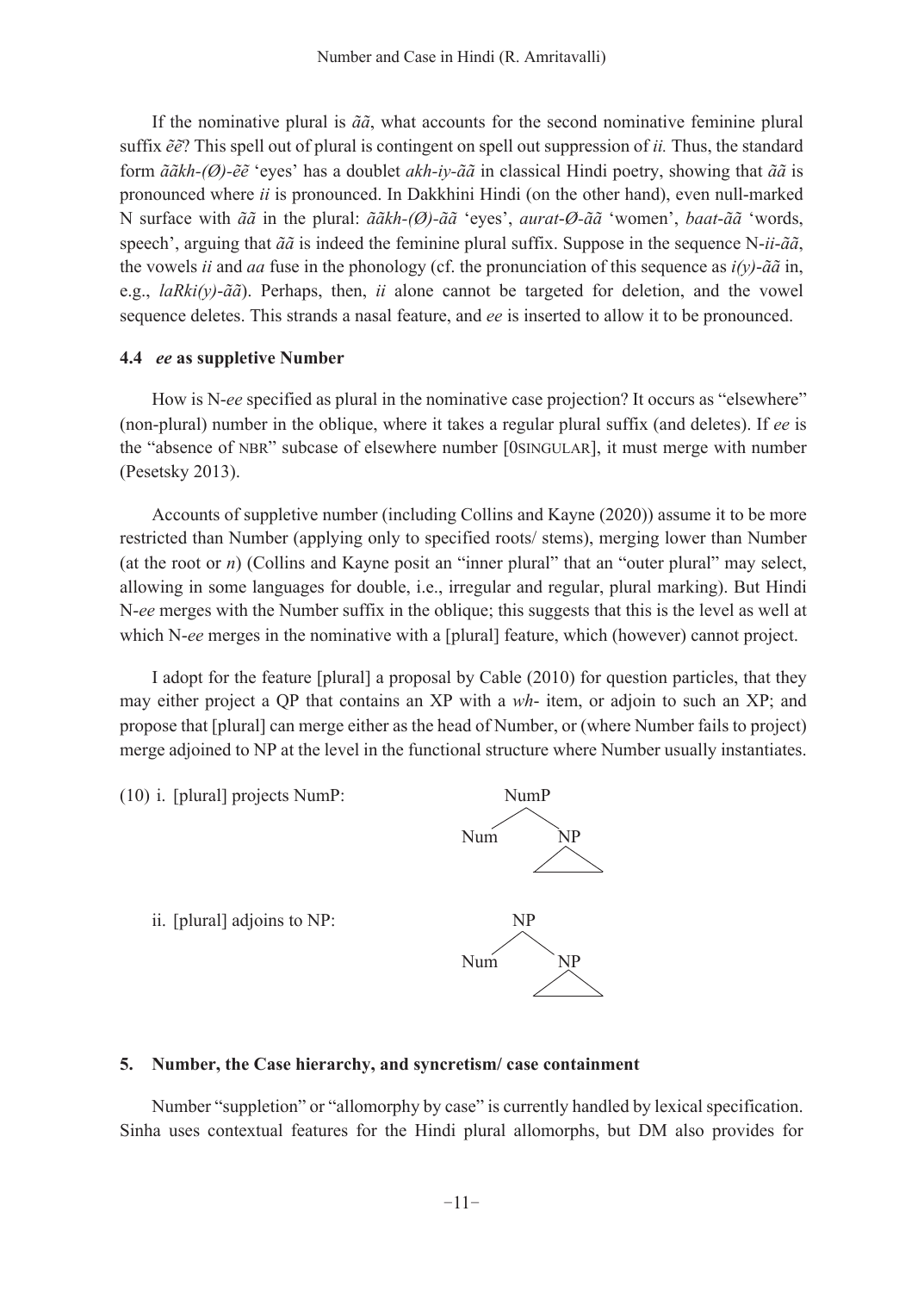If the nominative plural is *ãã*, what accounts for the second nominative feminine plural suffix *ẽẽ*? This spell out of plural is contingent on spell out suppression of *ii.* Thus, the standard form *ããkh-(Ø)-ẽẽ* 'eyes' has a doublet *akh-iy-ãã* in classical Hindi poetry, showing that *ãã* is pronounced where *ii* is pronounced. In Dakkhini Hindi (on the other hand), even null-marked N surface with *ãã* in the plural: *ããkh-(Ø)-ãã* 'eyes', *aurat-Ø-ãã* 'women', *baat-ãã* 'words, speech', arguing that *ãã* is indeed the feminine plural suffix. Suppose in the sequence N-*ii-ãã*, the vowels *ii* and *aa* fuse in the phonology (cf. the pronunciation of this sequence as *i(y)-ãã* in, e.g., *laRki(y)-ãã*). Perhaps, then, *ii* alone cannot be targeted for deletion, and the vowel sequence deletes. This strands a nasal feature, and *ee* is inserted to allow it to be pronounced.

### 4.4 *ee* as suppletive Number

How is N-*ee* specified as plural in the nominative case projection? It occurs as "elsewhere" (non-plural) number in the oblique, where it takes a regular plural suffix (and deletes). If *ee* is the "absence of NBR" subcase of elsewhere number [0SINGULAR], it must merge with number (Pesetsky 2013).

Accounts of suppletive number (including Collins and Kayne (2020)) assume it to be more restricted than Number (applying only to specified roots/ stems), merging lower than Number (at the root or *n*) (Collins and Kayne posit an "inner plural" that an "outer plural" may select, allowing in some languages for double, i.e., irregular and regular, plural marking). But Hindi N-*ee* merges with the Number suffix in the oblique; this suggests that this is the level as well at which N-*ee* merges in the nominative with a [plural] feature, which (however) cannot project.

I adopt for the feature [plural] a proposal by Cable (2010) for question particles, that they may either project a QP that contains an XP with a *wh-* item, or adjoin to such an XP; and propose that [plural] can merge either as the head of Number, or (where Number fails to project) merge adjoined to NP at the level in the functional structure where Number usually instantiates.

(10) i. [plural] projects NumP:

```
      NumP
     /    \
   Num     NP
           /\
```

ii. [plural] adjoins to NP:

```
       NP
     /    \
   Num     NP
           /\
```

## 5. Number, the Case hierarchy, and syncretism/ case containment

Number "suppletion" or "allomorphy by case" is currently handled by lexical specification. Sinha uses contextual features for the Hindi plural allomorphs, but DM also provides for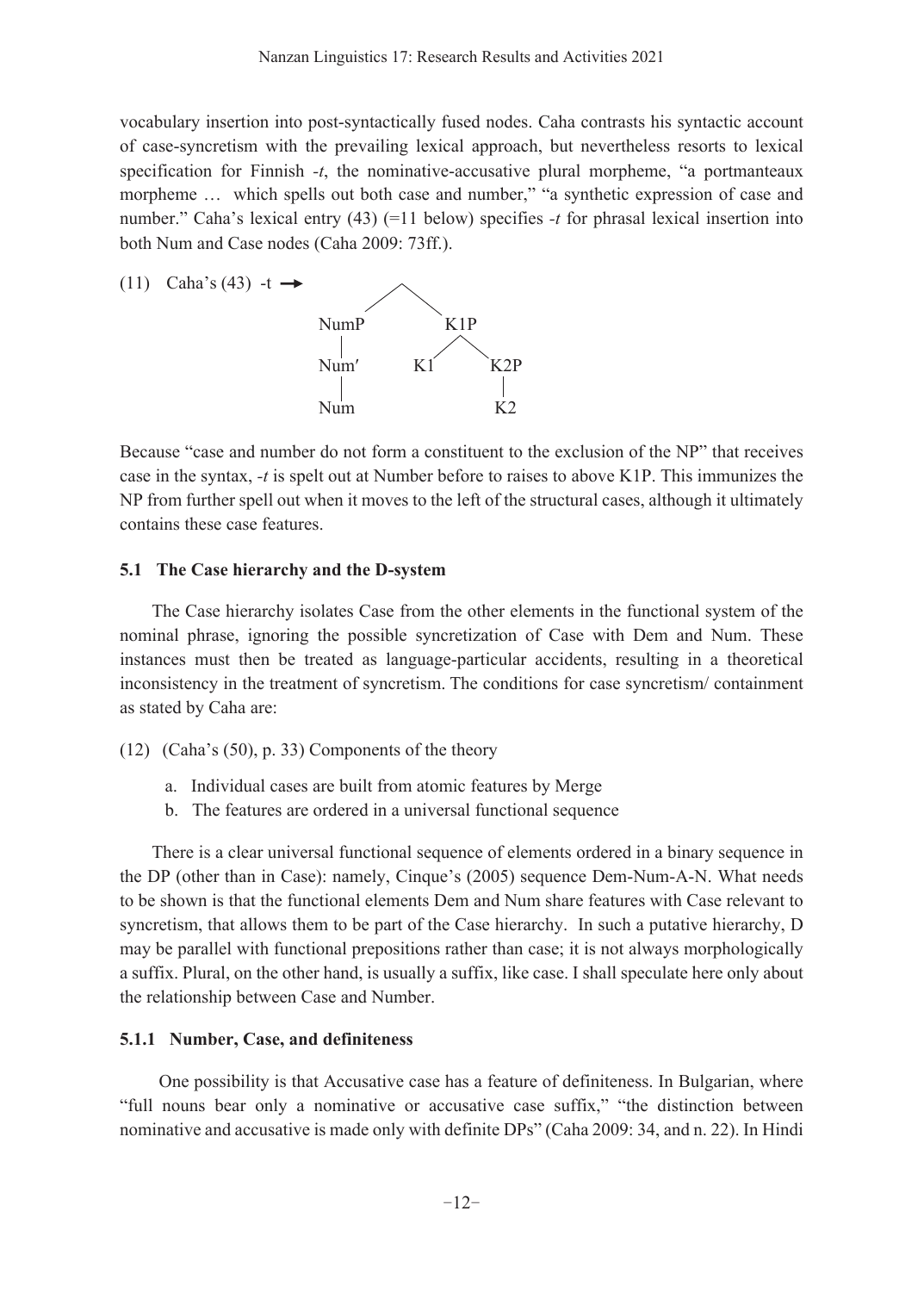vocabulary insertion into post-syntactically fused nodes. Caha contrasts his syntactic account of case-syncretism with the prevailing lexical approach, but nevertheless resorts to lexical specification for Finnish *-t*, the nominative-accusative plural morpheme, "a portmanteaux morpheme … which spells out both case and number," "a synthetic expression of case and number." Caha's lexical entry (43) (=11 below) specifies *-t* for phrasal lexical insertion into both Num and Case nodes (Caha 2009: 73ff.).

(11) Caha's (43) -t →

```
              /\
             /  \
          NumP    K1P
           |      /\
         Num′   K1  K2P
           |         |
          Num        K2
```

Because "case and number do not form a constituent to the exclusion of the NP" that receives case in the syntax, *-t* is spelt out at Number before to raises to above K1P. This immunizes the NP from further spell out when it moves to the left of the structural cases, although it ultimately contains these case features.

### 5.1 The Case hierarchy and the D-system

The Case hierarchy isolates Case from the other elements in the functional system of the nominal phrase, ignoring the possible syncretization of Case with Dem and Num. These instances must then be treated as language-particular accidents, resulting in a theoretical inconsistency in the treatment of syncretism. The conditions for case syncretism/ containment as stated by Caha are:

(12) (Caha's (50), p. 33) Components of the theory

a. Individual cases are built from atomic features by Merge
b. The features are ordered in a universal functional sequence

There is a clear universal functional sequence of elements ordered in a binary sequence in the DP (other than in Case): namely, Cinque's (2005) sequence Dem-Num-A-N. What needs to be shown is that the functional elements Dem and Num share features with Case relevant to syncretism, that allows them to be part of the Case hierarchy. In such a putative hierarchy, D may be parallel with functional prepositions rather than case; it is not always morphologically a suffix. Plural, on the other hand, is usually a suffix, like case. I shall speculate here only about the relationship between Case and Number.

#### 5.1.1 Number, Case, and definiteness

One possibility is that Accusative case has a feature of definiteness. In Bulgarian, where "full nouns bear only a nominative or accusative case suffix," "the distinction between nominative and accusative is made only with definite DPs" (Caha 2009: 34, and n. 22). In Hindi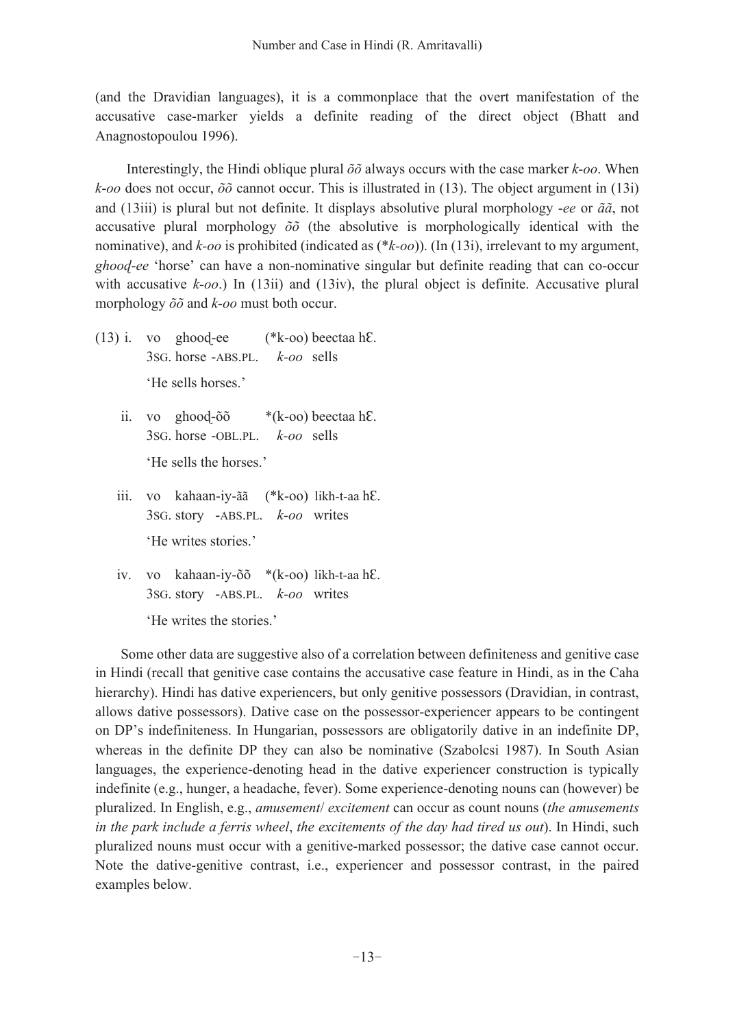(and the Dravidian languages), it is a commonplace that the overt manifestation of the accusative case-marker yields a definite reading of the direct object (Bhatt and Anagnostopoulou 1996).

Interestingly, the Hindi oblique plural *õõ* always occurs with the case marker *k-oo*. When *k-oo* does not occur, *õõ* cannot occur. This is illustrated in (13). The object argument in (13i) and (13iii) is plural but not definite. It displays absolutive plural morphology *-ee* or *ãã*, not accusative plural morphology *õõ* (the absolutive is morphologically identical with the nominative), and *k-oo* is prohibited (indicated as (*k-oo*)). (In (13i), irrelevant to my argument, *ghooḍ-ee* 'horse' can have a non-nominative singular but definite reading that can co-occur with accusative *k-oo*.) In (13ii) and (13iv), the plural object is definite. Accusative plural morphology *õõ* and *k-oo* must both occur.

(13) i. vo ghooḍ-ee (*k-oo) beectaa hƐ.
3SG. horse -ABS.PL. *k-oo* sells
'He sells horses.'

ii. vo ghooḍ-õõ *(k-oo) beectaa hƐ.
3SG. horse -OBL.PL. *k-oo* sells
'He sells the horses.'

iii. vo kahaan-iy-ãã (*k-oo) likh-t-aa hƐ.
3SG. story -ABS.PL. *k-oo* writes
'He writes stories.'

iv. vo kahaan-iy-õõ *(k-oo) likh-t-aa hƐ.
3SG. story -ABS.PL. *k-oo* writes
'He writes the stories.'

Some other data are suggestive also of a correlation between definiteness and genitive case in Hindi (recall that genitive case contains the accusative case feature in Hindi, as in the Caha hierarchy). Hindi has dative experiencers, but only genitive possessors (Dravidian, in contrast, allows dative possessors). Dative case on the possessor-experiencer appears to be contingent on DP's indefiniteness. In Hungarian, possessors are obligatorily dative in an indefinite DP, whereas in the definite DP they can also be nominative (Szabolcsi 1987). In South Asian languages, the experience-denoting head in the dative experiencer construction is typically indefinite (e.g., hunger, a headache, fever). Some experience-denoting nouns can (however) be pluralized. In English, e.g., *amusement*/ *excitement* can occur as count nouns (*the amusements in the park include a ferris wheel*, *the excitements of the day had tired us out*). In Hindi, such pluralized nouns must occur with a genitive-marked possessor; the dative case cannot occur. Note the dative-genitive contrast, i.e., experiencer and possessor contrast, in the paired examples below.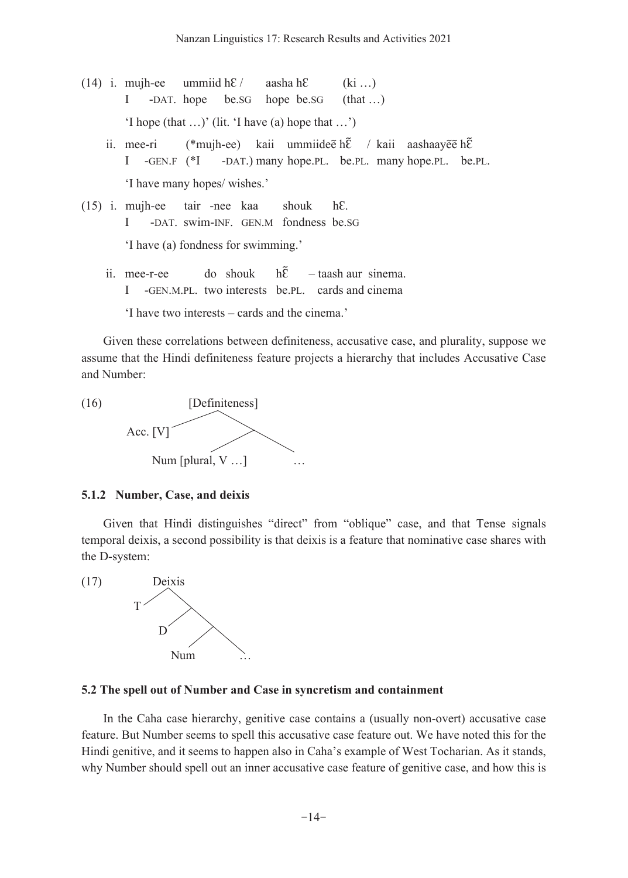(14) i. mujh-ee ummiid hɛ / aasha hɛ (ki …)
  I -DAT. hope be.SG hope be.SG (that …)

  'I hope (that …)' (lit. 'I have (a) hope that …')

 ii. mee-ri (*mujh-ee) kaii ummiideẽ hɛ̃ / kaii aashaayẽẽ hɛ̃
  I -GEN.F (*I -DAT.) many hope.PL. be.PL. many hope.PL. be.PL.

  'I have many hopes/ wishes.'

(15) i. mujh-ee tair -nee kaa shouk hɛ.
  I -DAT. swim-INF. GEN.M fondness be.SG

  'I have (a) fondness for swimming.'

 ii. mee-r-ee do shouk hɛ̃ – taash aur sinema.
  I -GEN.M.PL. two interests be.PL. cards and cinema

  'I have two interests – cards and the cinema.'

Given these correlations between definiteness, accusative case, and plurality, suppose we assume that the Hindi definiteness feature projects a hierarchy that includes Accusative Case and Number:

```
(16)            [Definiteness]
               /            \
        Acc. [V]             \
                            /  \
          Num [plural, V …]     …
```

### 5.1.2 Number, Case, and deixis

Given that Hindi distinguishes "direct" from "oblique" case, and that Tense signals temporal deixis, a second possibility is that deixis is a feature that nominative case shares with the D-system:

```
(17)      Deixis
         /     \
        T       \
               / \
              D   \
                  / \
               Num   …
```

### 5.2 The spell out of Number and Case in syncretism and containment

In the Caha case hierarchy, genitive case contains a (usually non-overt) accusative case feature. But Number seems to spell this accusative case feature out. We have noted this for the Hindi genitive, and it seems to happen also in Caha's example of West Tocharian. As it stands, why Number should spell out an inner accusative case feature of genitive case, and how this is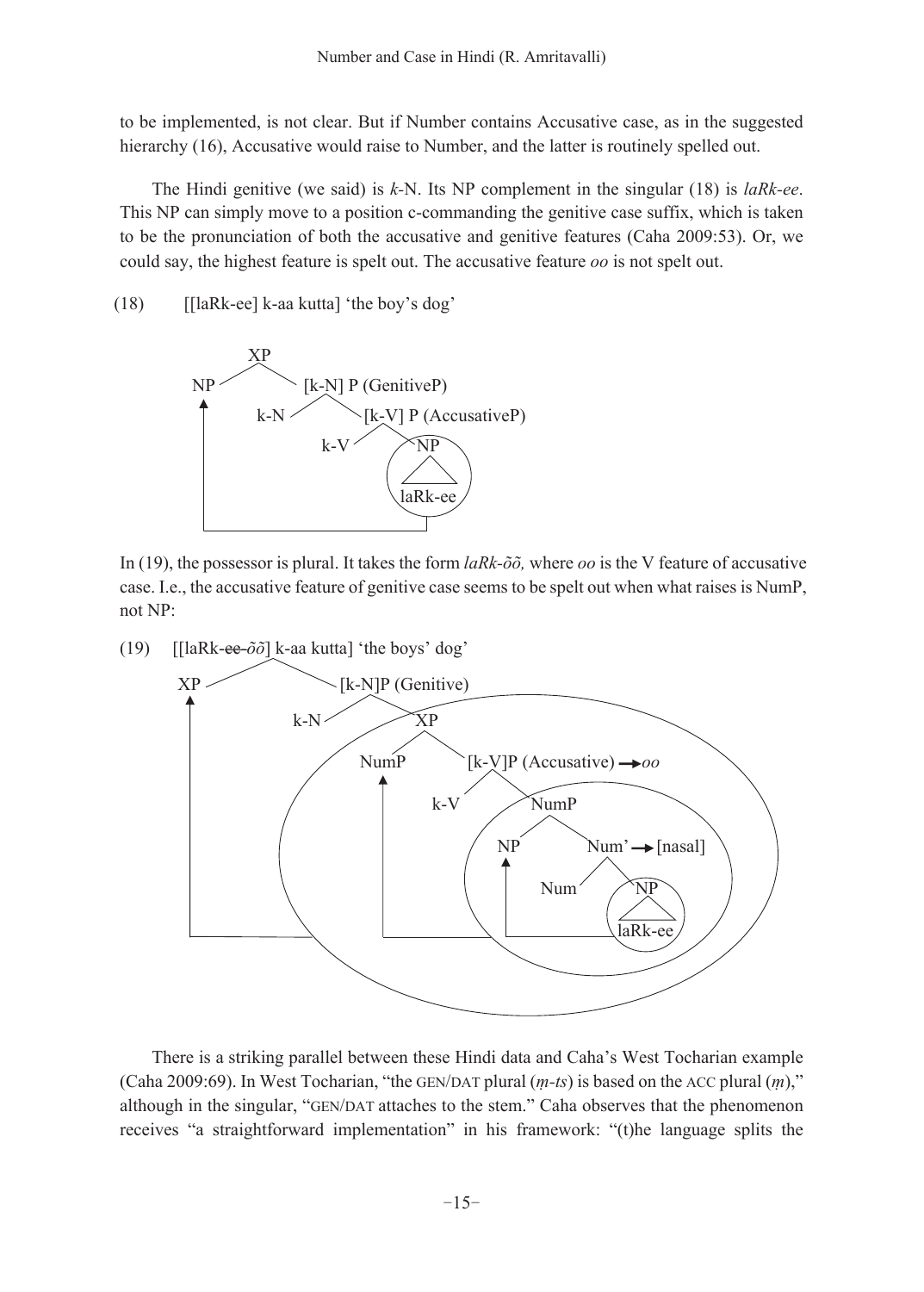to be implemented, is not clear. But if Number contains Accusative case, as in the suggested hierarchy (16), Accusative would raise to Number, and the latter is routinely spelled out.

The Hindi genitive (we said) is *k*-N. Its NP complement in the singular (18) is *laRk-ee*. This NP can simply move to a position c-commanding the genitive case suffix, which is taken to be the pronunciation of both the accusative and genitive features (Caha 2009:53). Or, we could say, the highest feature is spelt out. The accusative feature *oo* is not spelt out.

(18) [[laRk-ee] k-aa kutta] 'the boy's dog'

```
XP
├── NP  ←──────────────────────────┐
└── [k-N] P (GenitiveP)            │
    ├── k-N                        │
    └── [k-V] P (AccusativeP)      │
        ├── k-V                    │
        └── (NP: laRk-ee) ─────────┘
```

In (19), the possessor is plural. It takes the form *laRk-õõ,* where *oo* is the V feature of accusative case. I.e., the accusative feature of genitive case seems to be spelt out when what raises is NumP, not NP:

(19) [[laRk-~~ee~~-*õõ*] k-aa kutta] 'the boys' dog'

```
XP  ←──────────────────────────────────────────┐
[k-N]P (Genitive)                              │
├── k-N                                        │
└── XP                                         │
    ├── NumP  ←────────────────────────┐       │
    └── [k-V]P (Accusative) → oo       │       │
        ├── k-V                        │       │
        └── NumP                       │       │
            ├── NP  ←──────────┐       │       │
            └── Num' → [nasal] │       │       │
                ├── Num        │       │       │
                └── (NP: laRk-ee) ─────┘       │
            (inner circle: NumP) ──────┘       │
    (outer circle: XP) ────────────────────────┘
```

There is a striking parallel between these Hindi data and Caha's West Tocharian example (Caha 2009:69). In West Tocharian, "the GEN/DAT plural (*ṃ-ts*) is based on the ACC plural (*ṃ*)," although in the singular, "GEN/DAT attaches to the stem." Caha observes that the phenomenon receives "a straightforward implementation" in his framework: "(t)he language splits the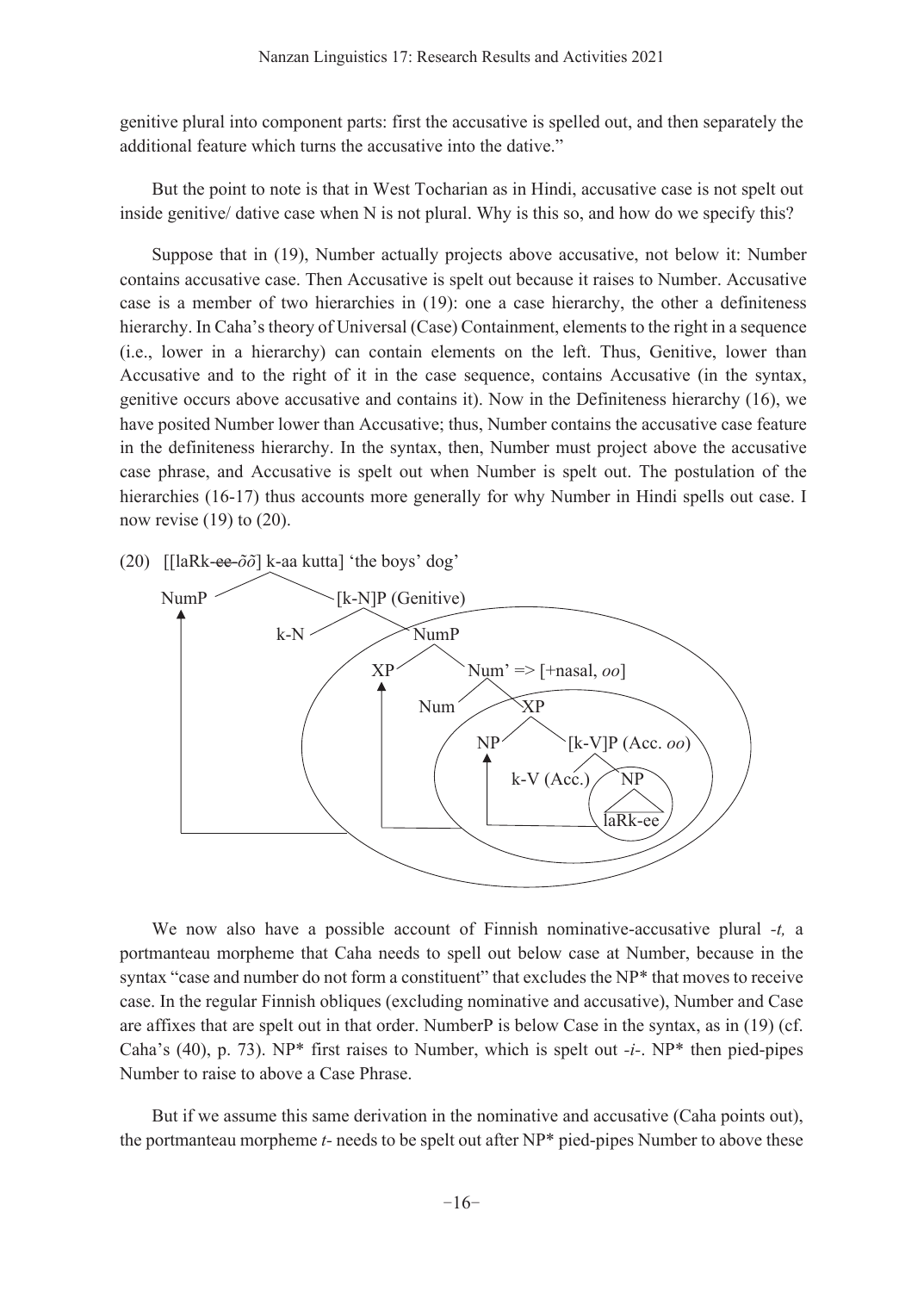genitive plural into component parts: first the accusative is spelled out, and then separately the additional feature which turns the accusative into the dative."

But the point to note is that in West Tocharian as in Hindi, accusative case is not spelt out inside genitive/ dative case when N is not plural. Why is this so, and how do we specify this?

Suppose that in (19), Number actually projects above accusative, not below it: Number contains accusative case. Then Accusative is spelt out because it raises to Number. Accusative case is a member of two hierarchies in (19): one a case hierarchy, the other a definiteness hierarchy. In Caha's theory of Universal (Case) Containment, elements to the right in a sequence (i.e., lower in a hierarchy) can contain elements on the left. Thus, Genitive, lower than Accusative and to the right of it in the case sequence, contains Accusative (in the syntax, genitive occurs above accusative and contains it). Now in the Definiteness hierarchy (16), we have posited Number lower than Accusative; thus, Number contains the accusative case feature in the definiteness hierarchy. In the syntax, then, Number must project above the accusative case phrase, and Accusative is spelt out when Number is spelt out. The postulation of the hierarchies (16-17) thus accounts more generally for why Number in Hindi spells out case. I now revise (19) to (20).

(20) [[laRk-~~ee~~-*õõ*] k-aa kutta] 'the boys' dog'

```
NumP ─── [k-N]P (Genitive)
           ├── k-N
           └── NumP
                ├── XP
                └── Num' => [+nasal, oo]
                     ├── Num
                     └── XP
                          ├── NP
                          └── [k-V]P (Acc. oo)
                               ├── k-V (Acc.)
                               └── NP
                                    └── laRk-ee
```

We now also have a possible account of Finnish nominative-accusative plural *-t,* a portmanteau morpheme that Caha needs to spell out below case at Number, because in the syntax "case and number do not form a constituent" that excludes the NP\* that moves to receive case. In the regular Finnish obliques (excluding nominative and accusative), Number and Case are affixes that are spelt out in that order. NumberP is below Case in the syntax, as in (19) (cf. Caha's (40), p. 73). NP\* first raises to Number, which is spelt out *-i-*. NP\* then pied-pipes Number to raise to above a Case Phrase.

But if we assume this same derivation in the nominative and accusative (Caha points out), the portmanteau morpheme *t-* needs to be spelt out after NP\* pied-pipes Number to above these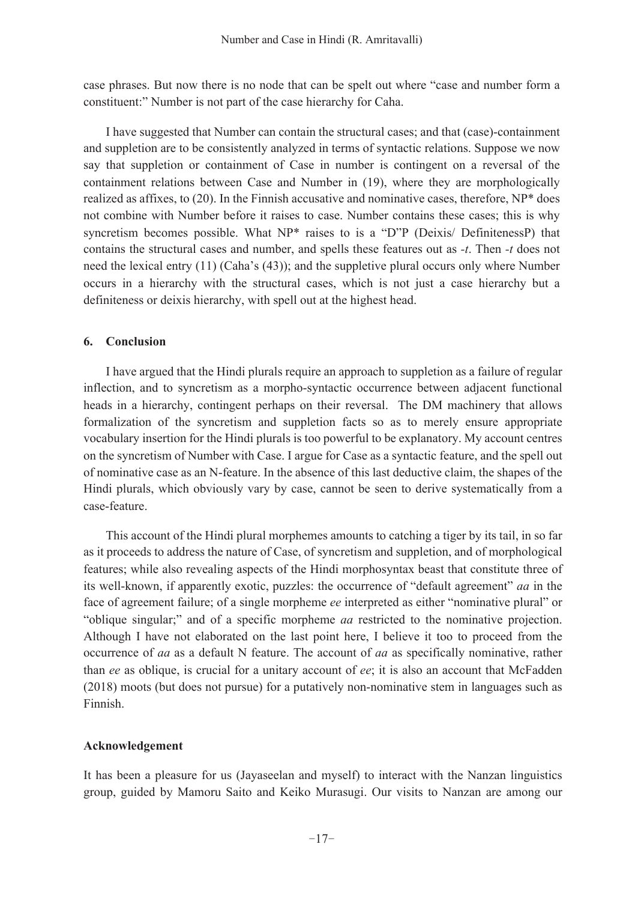case phrases. But now there is no node that can be spelt out where "case and number form a constituent:" Number is not part of the case hierarchy for Caha.

I have suggested that Number can contain the structural cases; and that (case)-containment and suppletion are to be consistently analyzed in terms of syntactic relations. Suppose we now say that suppletion or containment of Case in number is contingent on a reversal of the containment relations between Case and Number in (19), where they are morphologically realized as affixes, to (20). In the Finnish accusative and nominative cases, therefore, NP* does not combine with Number before it raises to case. Number contains these cases; this is why syncretism becomes possible. What NP* raises to is a "D"P (Deixis/ DefinitenessP) that contains the structural cases and number, and spells these features out as *-t*. Then *-t* does not need the lexical entry (11) (Caha's (43)); and the suppletive plural occurs only where Number occurs in a hierarchy with the structural cases, which is not just a case hierarchy but a definiteness or deixis hierarchy, with spell out at the highest head.

## 6. Conclusion

I have argued that the Hindi plurals require an approach to suppletion as a failure of regular inflection, and to syncretism as a morpho-syntactic occurrence between adjacent functional heads in a hierarchy, contingent perhaps on their reversal. The DM machinery that allows formalization of the syncretism and suppletion facts so as to merely ensure appropriate vocabulary insertion for the Hindi plurals is too powerful to be explanatory. My account centres on the syncretism of Number with Case. I argue for Case as a syntactic feature, and the spell out of nominative case as an N-feature. In the absence of this last deductive claim, the shapes of the Hindi plurals, which obviously vary by case, cannot be seen to derive systematically from a case-feature.

This account of the Hindi plural morphemes amounts to catching a tiger by its tail, in so far as it proceeds to address the nature of Case, of syncretism and suppletion, and of morphological features; while also revealing aspects of the Hindi morphosyntax beast that constitute three of its well-known, if apparently exotic, puzzles: the occurrence of "default agreement" *aa* in the face of agreement failure; of a single morpheme *ee* interpreted as either "nominative plural" or "oblique singular;" and of a specific morpheme *aa* restricted to the nominative projection. Although I have not elaborated on the last point here, I believe it too to proceed from the occurrence of *aa* as a default N feature. The account of *aa* as specifically nominative, rather than *ee* as oblique, is crucial for a unitary account of *ee*; it is also an account that McFadden (2018) moots (but does not pursue) for a putatively non-nominative stem in languages such as Finnish.

## Acknowledgement

It has been a pleasure for us (Jayaseelan and myself) to interact with the Nanzan linguistics group, guided by Mamoru Saito and Keiko Murasugi. Our visits to Nanzan are among our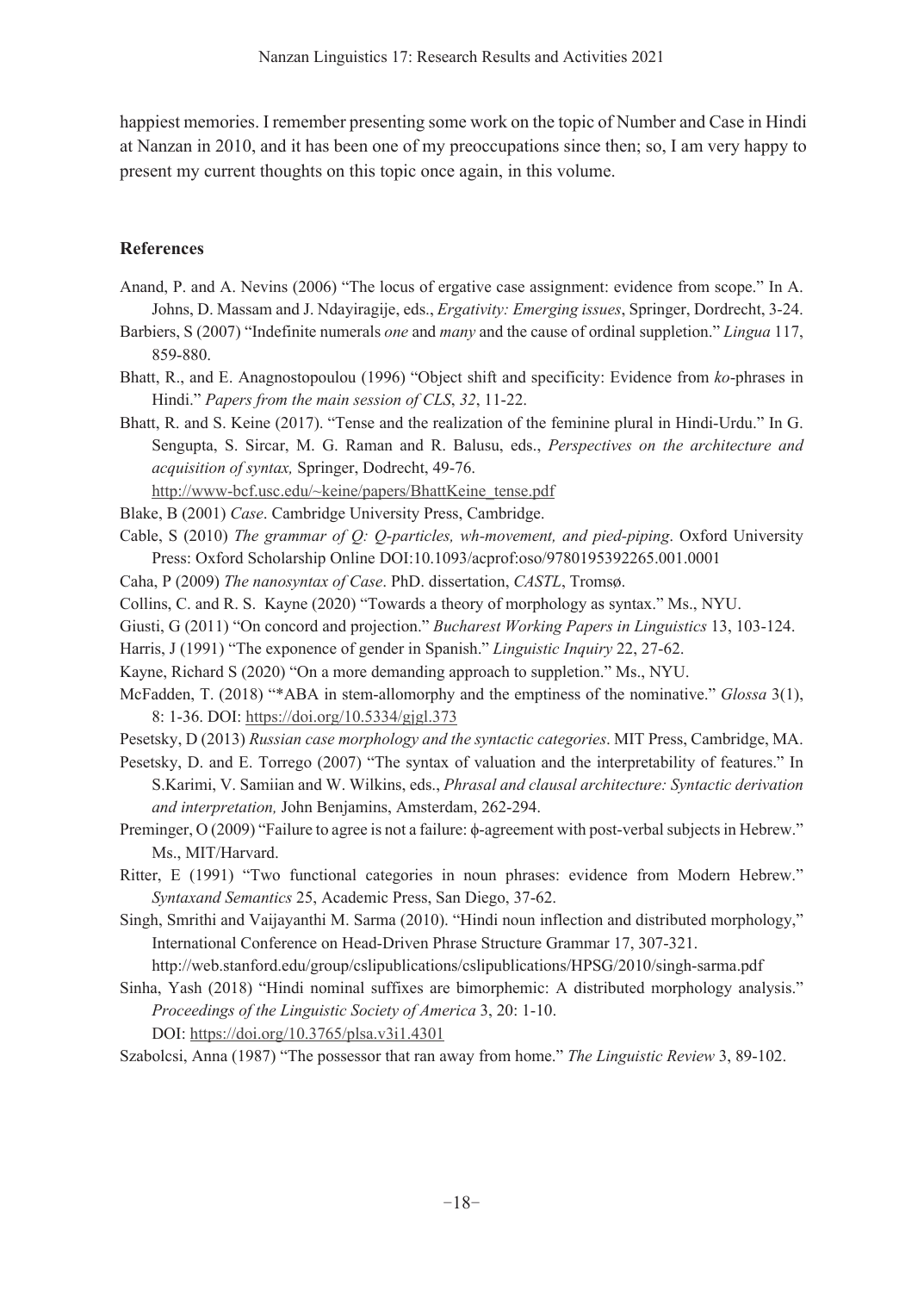happiest memories. I remember presenting some work on the topic of Number and Case in Hindi at Nanzan in 2010, and it has been one of my preoccupations since then; so, I am very happy to present my current thoughts on this topic once again, in this volume.

## References

Anand, P. and A. Nevins (2006) "The locus of ergative case assignment: evidence from scope." In A. Johns, D. Massam and J. Ndayiragije, eds., *Ergativity: Emerging issues*, Springer, Dordrecht, 3-24.

Barbiers, S (2007) "Indefinite numerals *one* and *many* and the cause of ordinal suppletion." *Lingua* 117, 859-880.

Bhatt, R., and E. Anagnostopoulou (1996) "Object shift and specificity: Evidence from *ko*-phrases in Hindi." *Papers from the main session of CLS*, *32*, 11-22.

Bhatt, R. and S. Keine (2017). "Tense and the realization of the feminine plural in Hindi-Urdu." In G. Sengupta, S. Sircar, M. G. Raman and R. Balusu, eds., *Perspectives on the architecture and acquisition of syntax,* Springer, Dodrecht, 49-76. http://www-bcf.usc.edu/~keine/papers/BhattKeine_tense.pdf

Blake, B (2001) *Case*. Cambridge University Press, Cambridge.

Cable, S (2010) *The grammar of Q: Q-particles, wh-movement, and pied-piping*. Oxford University Press: Oxford Scholarship Online DOI:10.1093/acprof:oso/9780195392265.001.0001

Caha, P (2009) *The nanosyntax of Case*. PhD. dissertation, *CASTL*, Tromsø.

Collins, C. and R. S. Kayne (2020) "Towards a theory of morphology as syntax." Ms., NYU.

Giusti, G (2011) "On concord and projection." *Bucharest Working Papers in Linguistics* 13, 103-124.

Harris, J (1991) "The exponence of gender in Spanish." *Linguistic Inquiry* 22, 27-62.

Kayne, Richard S (2020) "On a more demanding approach to suppletion." Ms., NYU.

McFadden, T. (2018) "*ABA in stem-allomorphy and the emptiness of the nominative." *Glossa* 3(1), 8: 1-36. DOI: https://doi.org/10.5334/gjgl.373

Pesetsky, D (2013) *Russian case morphology and the syntactic categories*. MIT Press, Cambridge, MA.

Pesetsky, D. and E. Torrego (2007) "The syntax of valuation and the interpretability of features." In S.Karimi, V. Samiian and W. Wilkins, eds., *Phrasal and clausal architecture: Syntactic derivation and interpretation,* John Benjamins, Amsterdam, 262-294.

Preminger, O (2009) "Failure to agree is not a failure: ϕ-agreement with post-verbal subjects in Hebrew." Ms., MIT/Harvard.

Ritter, E (1991) "Two functional categories in noun phrases: evidence from Modern Hebrew." *Syntaxand Semantics* 25, Academic Press, San Diego, 37-62.

Singh, Smrithi and Vaijayanthi M. Sarma (2010). "Hindi noun inflection and distributed morphology," International Conference on Head-Driven Phrase Structure Grammar 17, 307-321. http://web.stanford.edu/group/cslipublications/cslipublications/HPSG/2010/singh-sarma.pdf

Sinha, Yash (2018) "Hindi nominal suffixes are bimorphemic: A distributed morphology analysis." *Proceedings of the Linguistic Society of America* 3, 20: 1-10. DOI: https://doi.org/10.3765/plsa.v3i1.4301

Szabolcsi, Anna (1987) "The possessor that ran away from home." *The Linguistic Review* 3, 89-102.